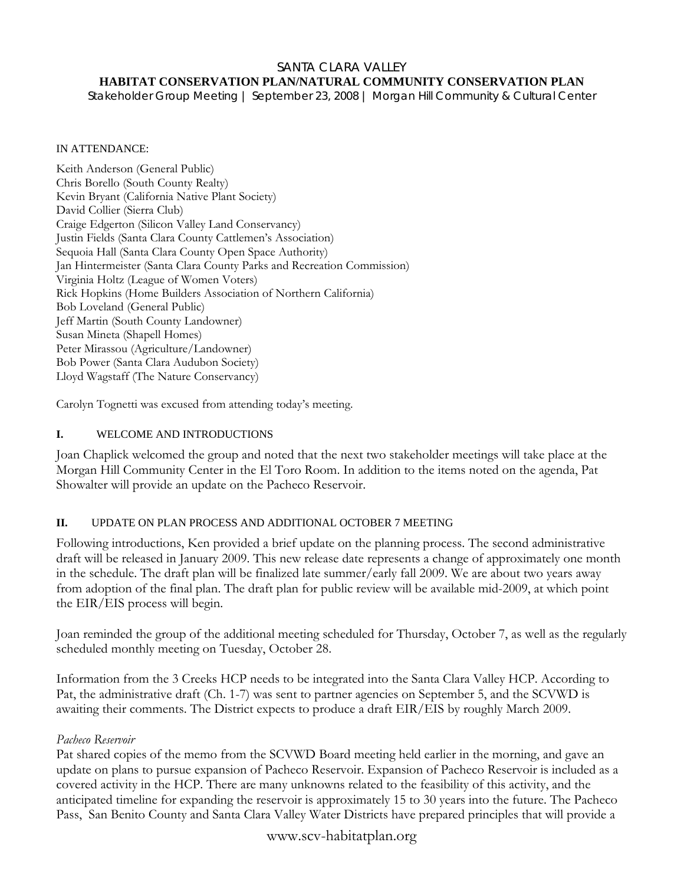# SANTA CLARA VALLEY

## HABITAT CONSERVATION PLAN/NATURAL COMMUNITY CONSERVATION PLAN

Stakeholder Group Meeting | September 23, 2008 | Morgan Hill Community & Cultural Center

IN ATTENDANCE:

Keith Anderson (General Public)
Chris Borello (South County Realty)
Kevin Bryant (California Native Plant Society)
David Collier (Sierra Club)
Craige Edgerton (Silicon Valley Land Conservancy)
Justin Fields (Santa Clara County Cattlemen's Association)
Sequoia Hall (Santa Clara County Open Space Authority)
Jan Hintermeister (Santa Clara County Parks and Recreation Commission)
Virginia Holtz (League of Women Voters)
Rick Hopkins (Home Builders Association of Northern California)
Bob Loveland (General Public)
Jeff Martin (South County Landowner)
Susan Mineta (Shapell Homes)
Peter Mirassou (Agriculture/Landowner)
Bob Power (Santa Clara Audubon Society)
Lloyd Wagstaff (The Nature Conservancy)

Carolyn Tognetti was excused from attending today's meeting.

### I. WELCOME AND INTRODUCTIONS

Joan Chaplick welcomed the group and noted that the next two stakeholder meetings will take place at the Morgan Hill Community Center in the El Toro Room. In addition to the items noted on the agenda, Pat Showalter will provide an update on the Pacheco Reservoir.

### II. UPDATE ON PLAN PROCESS AND ADDITIONAL OCTOBER 7 MEETING

Following introductions, Ken provided a brief update on the planning process. The second administrative draft will be released in January 2009. This new release date represents a change of approximately one month in the schedule. The draft plan will be finalized late summer/early fall 2009. We are about two years away from adoption of the final plan. The draft plan for public review will be available mid-2009, at which point the EIR/EIS process will begin.

Joan reminded the group of the additional meeting scheduled for Thursday, October 7, as well as the regularly scheduled monthly meeting on Tuesday, October 28.

Information from the 3 Creeks HCP needs to be integrated into the Santa Clara Valley HCP. According to Pat, the administrative draft (Ch. 1-7) was sent to partner agencies on September 5, and the SCVWD is awaiting their comments. The District expects to produce a draft EIR/EIS by roughly March 2009.

*Pacheco Reservoir*

Pat shared copies of the memo from the SCVWD Board meeting held earlier in the morning, and gave an update on plans to pursue expansion of Pacheco Reservoir. Expansion of Pacheco Reservoir is included as a covered activity in the HCP. There are many unknowns related to the feasibility of this activity, and the anticipated timeline for expanding the reservoir is approximately 15 to 30 years into the future. The Pacheco Pass, San Benito County and Santa Clara Valley Water Districts have prepared principles that will provide a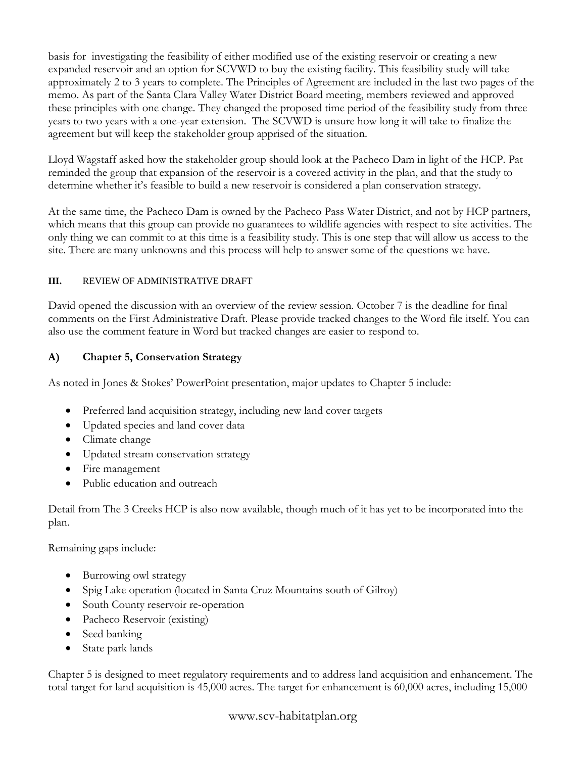basis for investigating the feasibility of either modified use of the existing reservoir or creating a new expanded reservoir and an option for SCVWD to buy the existing facility. This feasibility study will take approximately 2 to 3 years to complete. The Principles of Agreement are included in the last two pages of the memo. As part of the Santa Clara Valley Water District Board meeting, members reviewed and approved these principles with one change. They changed the proposed time period of the feasibility study from three years to two years with a one-year extension. The SCVWD is unsure how long it will take to finalize the agreement but will keep the stakeholder group apprised of the situation.

Lloyd Wagstaff asked how the stakeholder group should look at the Pacheco Dam in light of the HCP. Pat reminded the group that expansion of the reservoir is a covered activity in the plan, and that the study to determine whether it's feasible to build a new reservoir is considered a plan conservation strategy.

At the same time, the Pacheco Dam is owned by the Pacheco Pass Water District, and not by HCP partners, which means that this group can provide no guarantees to wildlife agencies with respect to site activities. The only thing we can commit to at this time is a feasibility study. This is one step that will allow us access to the site. There are many unknowns and this process will help to answer some of the questions we have.

## III. REVIEW OF ADMINISTRATIVE DRAFT

David opened the discussion with an overview of the review session. October 7 is the deadline for final comments on the First Administrative Draft. Please provide tracked changes to the Word file itself. You can also use the comment feature in Word but tracked changes are easier to respond to.

### A) Chapter 5, Conservation Strategy

As noted in Jones & Stokes' PowerPoint presentation, major updates to Chapter 5 include:

- Preferred land acquisition strategy, including new land cover targets
- Updated species and land cover data
- Climate change
- Updated stream conservation strategy
- Fire management
- Public education and outreach

Detail from The 3 Creeks HCP is also now available, though much of it has yet to be incorporated into the plan.

Remaining gaps include:

- Burrowing owl strategy
- Spig Lake operation (located in Santa Cruz Mountains south of Gilroy)
- South County reservoir re-operation
- Pacheco Reservoir (existing)
- Seed banking
- State park lands

Chapter 5 is designed to meet regulatory requirements and to address land acquisition and enhancement. The total target for land acquisition is 45,000 acres. The target for enhancement is 60,000 acres, including 15,000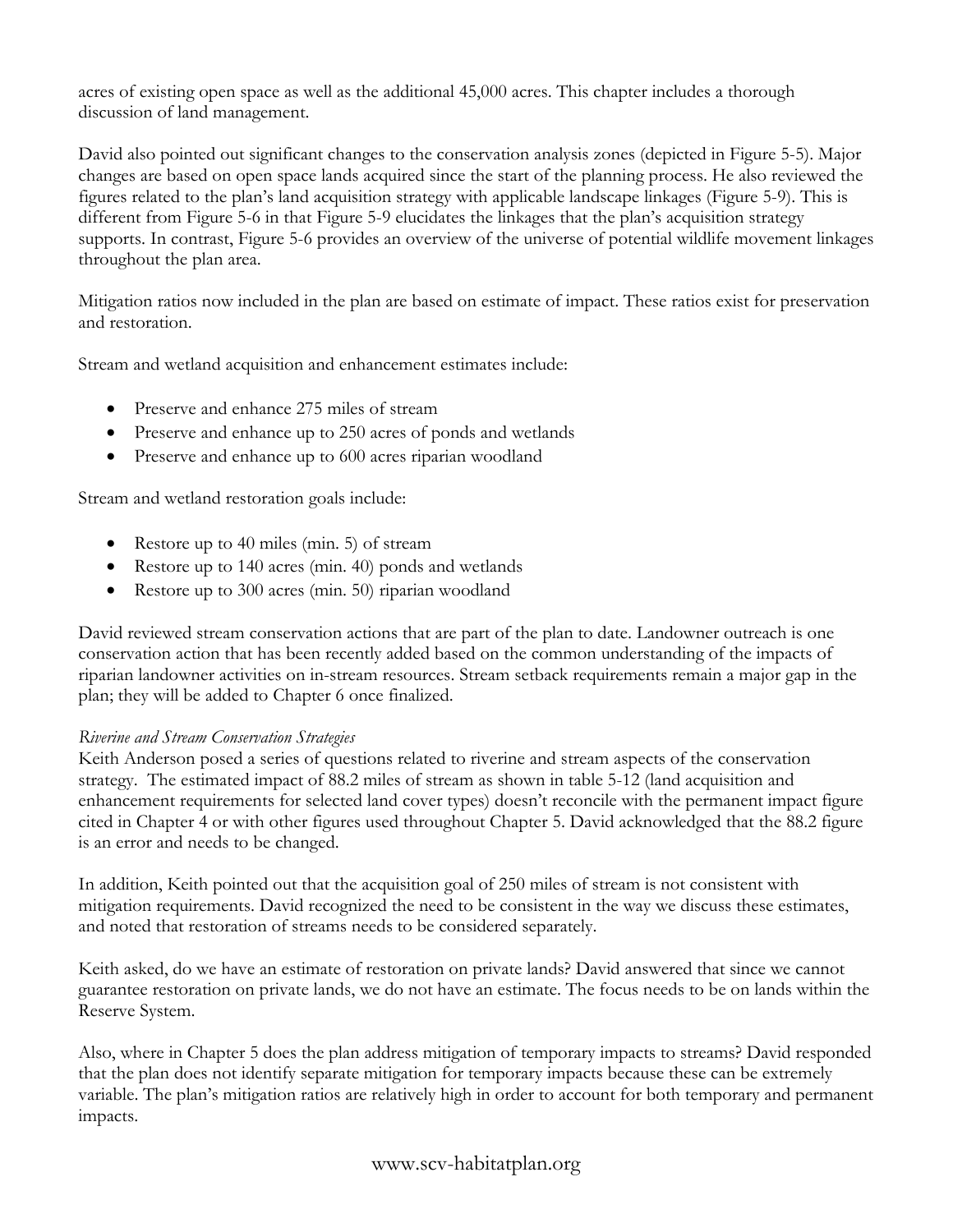acres of existing open space as well as the additional 45,000 acres. This chapter includes a thorough discussion of land management.

David also pointed out significant changes to the conservation analysis zones (depicted in Figure 5-5). Major changes are based on open space lands acquired since the start of the planning process. He also reviewed the figures related to the plan's land acquisition strategy with applicable landscape linkages (Figure 5-9). This is different from Figure 5-6 in that Figure 5-9 elucidates the linkages that the plan's acquisition strategy supports. In contrast, Figure 5-6 provides an overview of the universe of potential wildlife movement linkages throughout the plan area.

Mitigation ratios now included in the plan are based on estimate of impact. These ratios exist for preservation and restoration.

Stream and wetland acquisition and enhancement estimates include:

- Preserve and enhance 275 miles of stream
- Preserve and enhance up to 250 acres of ponds and wetlands
- Preserve and enhance up to 600 acres riparian woodland

Stream and wetland restoration goals include:

- Restore up to 40 miles (min. 5) of stream
- Restore up to 140 acres (min. 40) ponds and wetlands
- Restore up to 300 acres (min. 50) riparian woodland

David reviewed stream conservation actions that are part of the plan to date. Landowner outreach is one conservation action that has been recently added based on the common understanding of the impacts of riparian landowner activities on in-stream resources. Stream setback requirements remain a major gap in the plan; they will be added to Chapter 6 once finalized.

*Riverine and Stream Conservation Strategies*

Keith Anderson posed a series of questions related to riverine and stream aspects of the conservation strategy. The estimated impact of 88.2 miles of stream as shown in table 5-12 (land acquisition and enhancement requirements for selected land cover types) doesn't reconcile with the permanent impact figure cited in Chapter 4 or with other figures used throughout Chapter 5. David acknowledged that the 88.2 figure is an error and needs to be changed.

In addition, Keith pointed out that the acquisition goal of 250 miles of stream is not consistent with mitigation requirements. David recognized the need to be consistent in the way we discuss these estimates, and noted that restoration of streams needs to be considered separately.

Keith asked, do we have an estimate of restoration on private lands? David answered that since we cannot guarantee restoration on private lands, we do not have an estimate. The focus needs to be on lands within the Reserve System.

Also, where in Chapter 5 does the plan address mitigation of temporary impacts to streams? David responded that the plan does not identify separate mitigation for temporary impacts because these can be extremely variable. The plan's mitigation ratios are relatively high in order to account for both temporary and permanent impacts.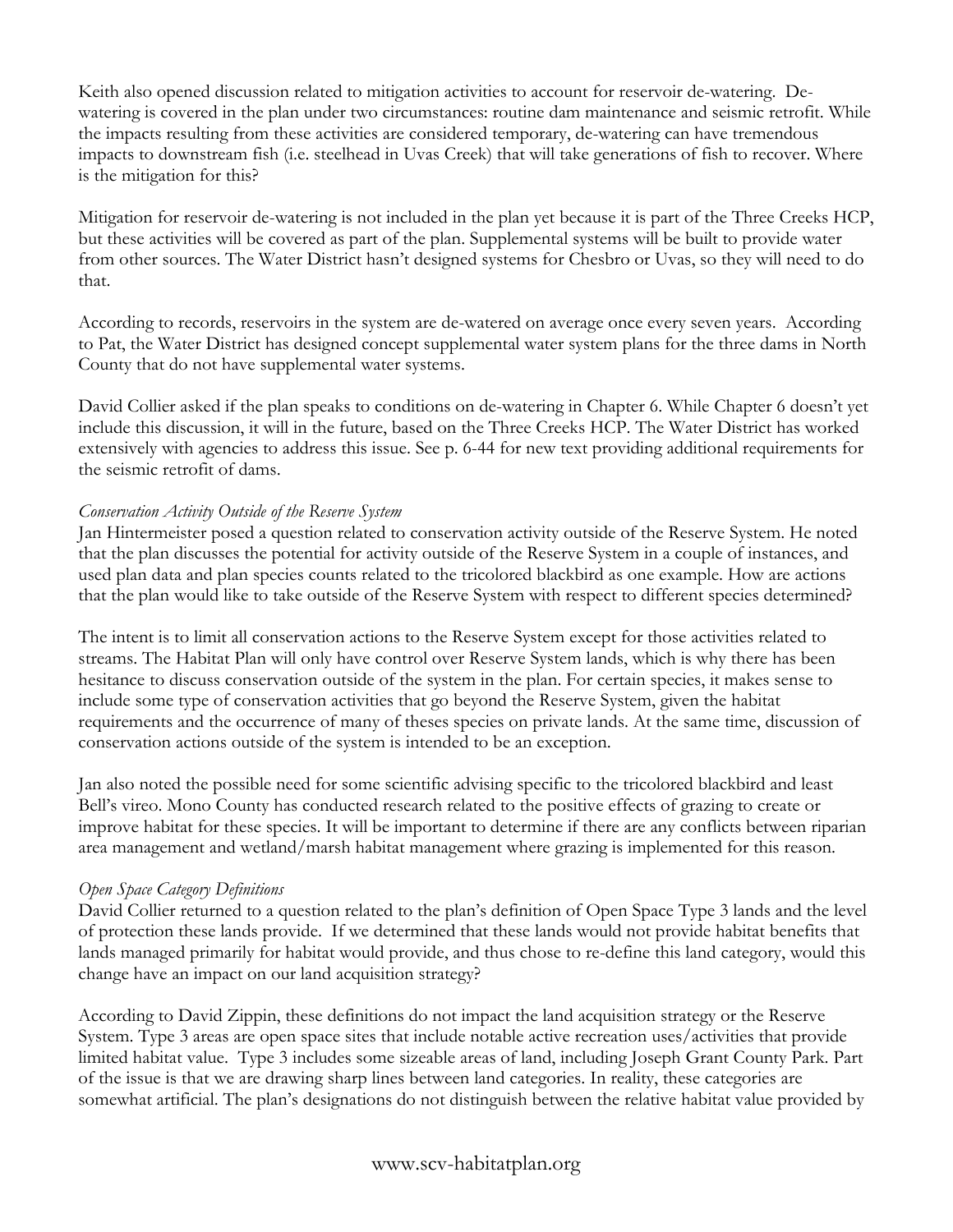Keith also opened discussion related to mitigation activities to account for reservoir de-watering. De-watering is covered in the plan under two circumstances: routine dam maintenance and seismic retrofit. While the impacts resulting from these activities are considered temporary, de-watering can have tremendous impacts to downstream fish (i.e. steelhead in Uvas Creek) that will take generations of fish to recover. Where is the mitigation for this?

Mitigation for reservoir de-watering is not included in the plan yet because it is part of the Three Creeks HCP, but these activities will be covered as part of the plan. Supplemental systems will be built to provide water from other sources. The Water District hasn't designed systems for Chesbro or Uvas, so they will need to do that.

According to records, reservoirs in the system are de-watered on average once every seven years. According to Pat, the Water District has designed concept supplemental water system plans for the three dams in North County that do not have supplemental water systems.

David Collier asked if the plan speaks to conditions on de-watering in Chapter 6. While Chapter 6 doesn't yet include this discussion, it will in the future, based on the Three Creeks HCP. The Water District has worked extensively with agencies to address this issue. See p. 6-44 for new text providing additional requirements for the seismic retrofit of dams.

*Conservation Activity Outside of the Reserve System*

Jan Hintermeister posed a question related to conservation activity outside of the Reserve System. He noted that the plan discusses the potential for activity outside of the Reserve System in a couple of instances, and used plan data and plan species counts related to the tricolored blackbird as one example. How are actions that the plan would like to take outside of the Reserve System with respect to different species determined?

The intent is to limit all conservation actions to the Reserve System except for those activities related to streams. The Habitat Plan will only have control over Reserve System lands, which is why there has been hesitance to discuss conservation outside of the system in the plan. For certain species, it makes sense to include some type of conservation activities that go beyond the Reserve System, given the habitat requirements and the occurrence of many of theses species on private lands. At the same time, discussion of conservation actions outside of the system is intended to be an exception.

Jan also noted the possible need for some scientific advising specific to the tricolored blackbird and least Bell's vireo. Mono County has conducted research related to the positive effects of grazing to create or improve habitat for these species. It will be important to determine if there are any conflicts between riparian area management and wetland/marsh habitat management where grazing is implemented for this reason.

*Open Space Category Definitions*

David Collier returned to a question related to the plan's definition of Open Space Type 3 lands and the level of protection these lands provide. If we determined that these lands would not provide habitat benefits that lands managed primarily for habitat would provide, and thus chose to re-define this land category, would this change have an impact on our land acquisition strategy?

According to David Zippin, these definitions do not impact the land acquisition strategy or the Reserve System. Type 3 areas are open space sites that include notable active recreation uses/activities that provide limited habitat value. Type 3 includes some sizeable areas of land, including Joseph Grant County Park. Part of the issue is that we are drawing sharp lines between land categories. In reality, these categories are somewhat artificial. The plan's designations do not distinguish between the relative habitat value provided by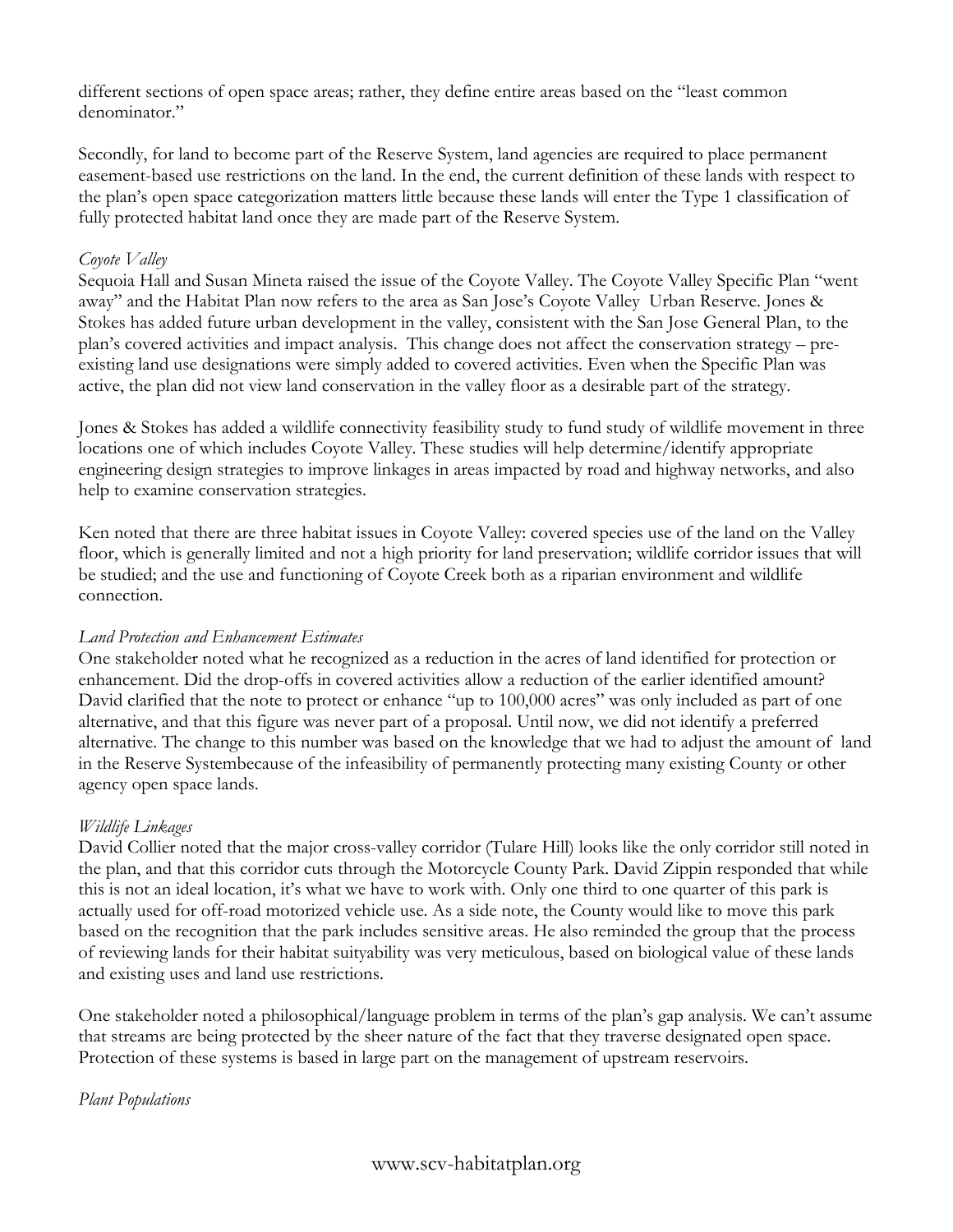different sections of open space areas; rather, they define entire areas based on the "least common denominator."

Secondly, for land to become part of the Reserve System, land agencies are required to place permanent easement-based use restrictions on the land. In the end, the current definition of these lands with respect to the plan's open space categorization matters little because these lands will enter the Type 1 classification of fully protected habitat land once they are made part of the Reserve System.

*Coyote Valley*

Sequoia Hall and Susan Mineta raised the issue of the Coyote Valley. The Coyote Valley Specific Plan "went away" and the Habitat Plan now refers to the area as San Jose's Coyote Valley Urban Reserve. Jones & Stokes has added future urban development in the valley, consistent with the San Jose General Plan, to the plan's covered activities and impact analysis. This change does not affect the conservation strategy – pre-existing land use designations were simply added to covered activities. Even when the Specific Plan was active, the plan did not view land conservation in the valley floor as a desirable part of the strategy.

Jones & Stokes has added a wildlife connectivity feasibility study to fund study of wildlife movement in three locations one of which includes Coyote Valley. These studies will help determine/identify appropriate engineering design strategies to improve linkages in areas impacted by road and highway networks, and also help to examine conservation strategies.

Ken noted that there are three habitat issues in Coyote Valley: covered species use of the land on the Valley floor, which is generally limited and not a high priority for land preservation; wildlife corridor issues that will be studied; and the use and functioning of Coyote Creek both as a riparian environment and wildlife connection.

*Land Protection and Enhancement Estimates*

One stakeholder noted what he recognized as a reduction in the acres of land identified for protection or enhancement. Did the drop-offs in covered activities allow a reduction of the earlier identified amount? David clarified that the note to protect or enhance "up to 100,000 acres" was only included as part of one alternative, and that this figure was never part of a proposal. Until now, we did not identify a preferred alternative. The change to this number was based on the knowledge that we had to adjust the amount of land in the Reserve Systembecause of the infeasibility of permanently protecting many existing County or other agency open space lands.

*Wildlife Linkages*

David Collier noted that the major cross-valley corridor (Tulare Hill) looks like the only corridor still noted in the plan, and that this corridor cuts through the Motorcycle County Park. David Zippin responded that while this is not an ideal location, it's what we have to work with. Only one third to one quarter of this park is actually used for off-road motorized vehicle use. As a side note, the County would like to move this park based on the recognition that the park includes sensitive areas. He also reminded the group that the process of reviewing lands for their habitat suityability was very meticulous, based on biological value of these lands and existing uses and land use restrictions.

One stakeholder noted a philosophical/language problem in terms of the plan's gap analysis. We can't assume that streams are being protected by the sheer nature of the fact that they traverse designated open space. Protection of these systems is based in large part on the management of upstream reservoirs.

*Plant Populations*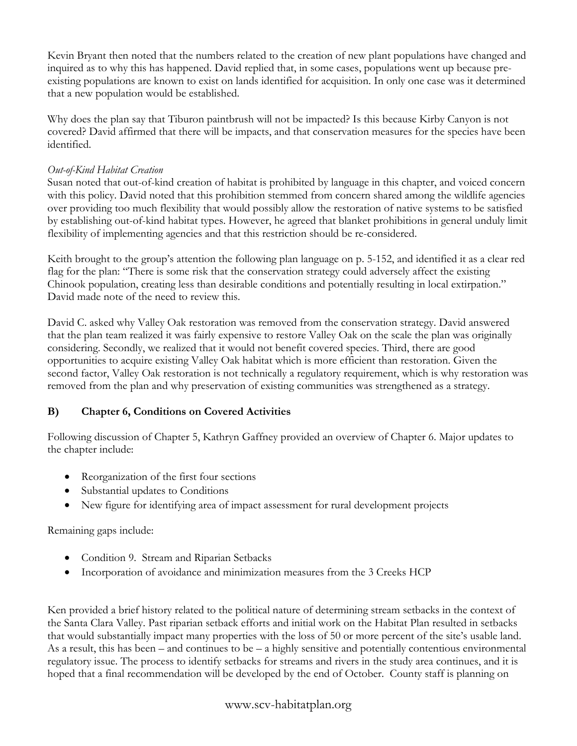Kevin Bryant then noted that the numbers related to the creation of new plant populations have changed and inquired as to why this has happened. David replied that, in some cases, populations went up because pre-existing populations are known to exist on lands identified for acquisition. In only one case was it determined that a new population would be established.

Why does the plan say that Tiburon paintbrush will not be impacted? Is this because Kirby Canyon is not covered? David affirmed that there will be impacts, and that conservation measures for the species have been identified.

*Out-of-Kind Habitat Creation*

Susan noted that out-of-kind creation of habitat is prohibited by language in this chapter, and voiced concern with this policy. David noted that this prohibition stemmed from concern shared among the wildlife agencies over providing too much flexibility that would possibly allow the restoration of native systems to be satisfied by establishing out-of-kind habitat types. However, he agreed that blanket prohibitions in general unduly limit flexibility of implementing agencies and that this restriction should be re-considered.

Keith brought to the group's attention the following plan language on p. 5-152, and identified it as a clear red flag for the plan: "There is some risk that the conservation strategy could adversely affect the existing Chinook population, creating less than desirable conditions and potentially resulting in local extirpation." David made note of the need to review this.

David C. asked why Valley Oak restoration was removed from the conservation strategy. David answered that the plan team realized it was fairly expensive to restore Valley Oak on the scale the plan was originally considering. Secondly, we realized that it would not benefit covered species. Third, there are good opportunities to acquire existing Valley Oak habitat which is more efficient than restoration. Given the second factor, Valley Oak restoration is not technically a regulatory requirement, which is why restoration was removed from the plan and why preservation of existing communities was strengthened as a strategy.

### B) Chapter 6, Conditions on Covered Activities

Following discussion of Chapter 5, Kathryn Gaffney provided an overview of Chapter 6. Major updates to the chapter include:

- Reorganization of the first four sections
- Substantial updates to Conditions
- New figure for identifying area of impact assessment for rural development projects

Remaining gaps include:

- Condition 9. Stream and Riparian Setbacks
- Incorporation of avoidance and minimization measures from the 3 Creeks HCP

Ken provided a brief history related to the political nature of determining stream setbacks in the context of the Santa Clara Valley. Past riparian setback efforts and initial work on the Habitat Plan resulted in setbacks that would substantially impact many properties with the loss of 50 or more percent of the site's usable land. As a result, this has been – and continues to be – a highly sensitive and potentially contentious environmental regulatory issue. The process to identify setbacks for streams and rivers in the study area continues, and it is hoped that a final recommendation will be developed by the end of October. County staff is planning on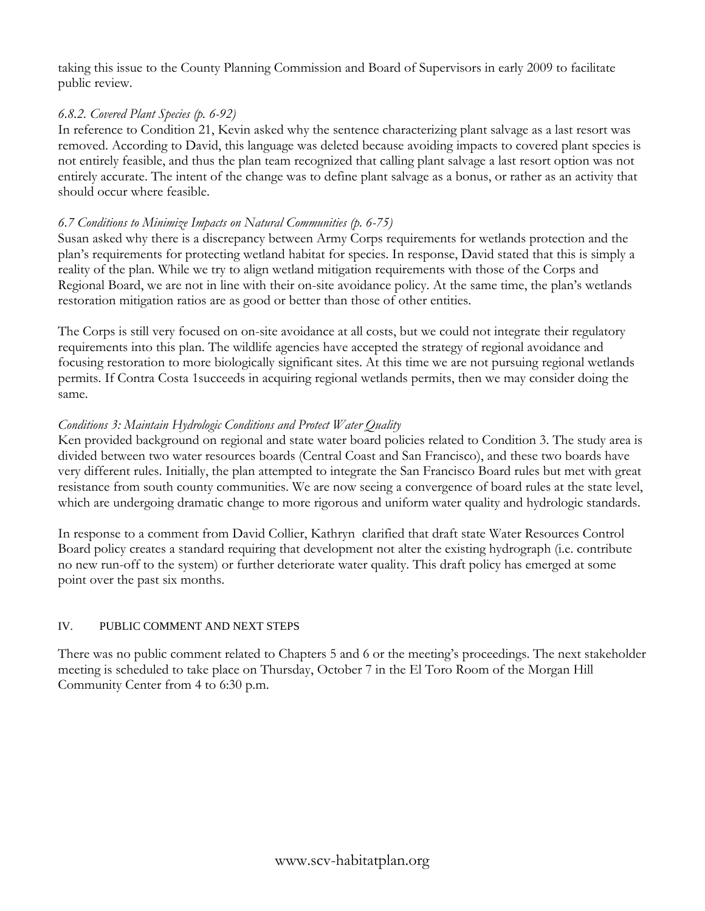taking this issue to the County Planning Commission and Board of Supervisors in early 2009 to facilitate public review.

*6.8.2. Covered Plant Species (p. 6-92)*

In reference to Condition 21, Kevin asked why the sentence characterizing plant salvage as a last resort was removed. According to David, this language was deleted because avoiding impacts to covered plant species is not entirely feasible, and thus the plan team recognized that calling plant salvage a last resort option was not entirely accurate. The intent of the change was to define plant salvage as a bonus, or rather as an activity that should occur where feasible.

*6.7 Conditions to Minimize Impacts on Natural Communities (p. 6-75)*

Susan asked why there is a discrepancy between Army Corps requirements for wetlands protection and the plan's requirements for protecting wetland habitat for species. In response, David stated that this is simply a reality of the plan. While we try to align wetland mitigation requirements with those of the Corps and Regional Board, we are not in line with their on-site avoidance policy. At the same time, the plan's wetlands restoration mitigation ratios are as good or better than those of other entities.

The Corps is still very focused on on-site avoidance at all costs, but we could not integrate their regulatory requirements into this plan. The wildlife agencies have accepted the strategy of regional avoidance and focusing restoration to more biologically significant sites. At this time we are not pursuing regional wetlands permits. If Contra Costa 1succeeds in acquiring regional wetlands permits, then we may consider doing the same.

*Conditions 3: Maintain Hydrologic Conditions and Protect Water Quality*

Ken provided background on regional and state water board policies related to Condition 3. The study area is divided between two water resources boards (Central Coast and San Francisco), and these two boards have very different rules. Initially, the plan attempted to integrate the San Francisco Board rules but met with great resistance from south county communities. We are now seeing a convergence of board rules at the state level, which are undergoing dramatic change to more rigorous and uniform water quality and hydrologic standards.

In response to a comment from David Collier, Kathryn clarified that draft state Water Resources Control Board policy creates a standard requiring that development not alter the existing hydrograph (i.e. contribute no new run-off to the system) or further deteriorate water quality. This draft policy has emerged at some point over the past six months.

## IV. PUBLIC COMMENT AND NEXT STEPS

There was no public comment related to Chapters 5 and 6 or the meeting's proceedings. The next stakeholder meeting is scheduled to take place on Thursday, October 7 in the El Toro Room of the Morgan Hill Community Center from 4 to 6:30 p.m.